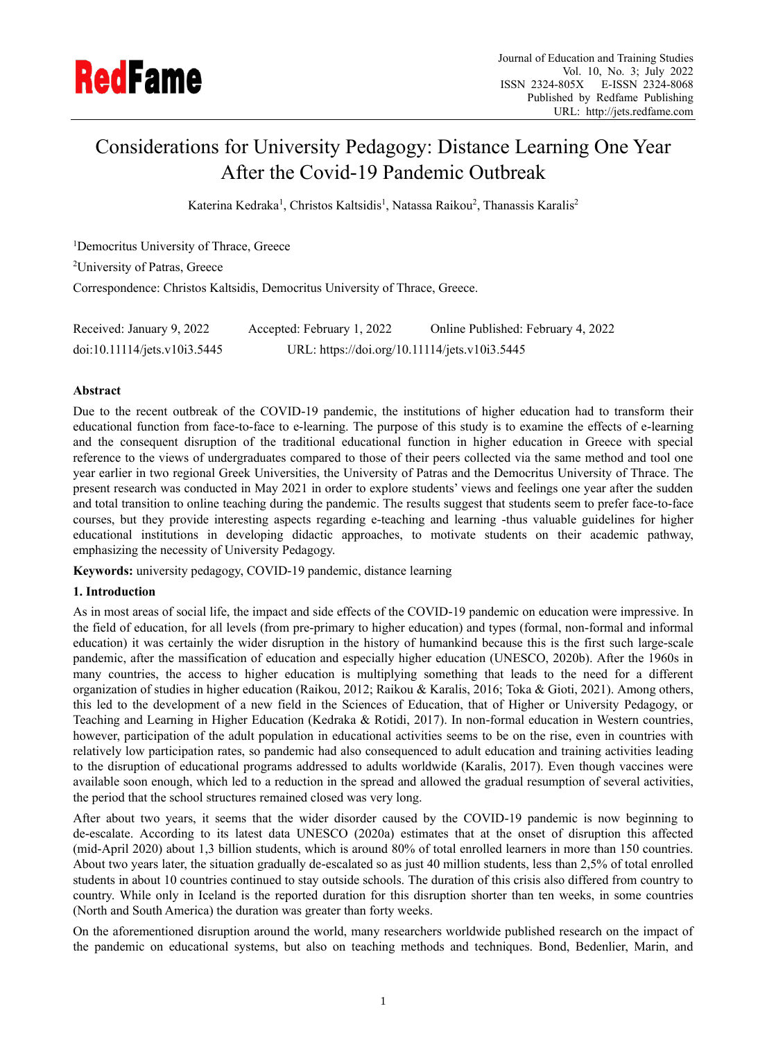# Considerations for University Pedagogy: Distance Learning One Year After the Covid-19 Pandemic Outbreak

Katerina Kedraka[1], Christos Kaltsidis[1], Natassa Raikou[2], Thanassis Karalis[2]

[1]Democritus University of Thrace, Greece

[2]University of Patras, Greece

Correspondence: Christos Kaltsidis, Democritus University of Thrace, Greece.

Received: January 9, 2022 Accepted: February 1, 2022 Online Published: February 4, 2022

doi:10.11114/jets.v10i3.5445 URL: https://doi.org/10.11114/jets.v10i3.5445

**Abstract**

Due to the recent outbreak of the COVID-19 pandemic, the institutions of higher education had to transform their educational function from face-to-face to e-learning. The purpose of this study is to examine the effects of e-learning and the consequent disruption of the traditional educational function in higher education in Greece with special reference to the views of undergraduates compared to those of their peers collected via the same method and tool one year earlier in two regional Greek Universities, the University of Patras and the Democritus University of Thrace. The present research was conducted in May 2021 in order to explore students' views and feelings one year after the sudden and total transition to online teaching during the pandemic. The results suggest that students seem to prefer face-to-face courses, but they provide interesting aspects regarding e-teaching and learning -thus valuable guidelines for higher educational institutions in developing didactic approaches, to motivate students on their academic pathway, emphasizing the necessity of University Pedagogy.

**Keywords:** university pedagogy, COVID-19 pandemic, distance learning

## 1. Introduction

As in most areas of social life, the impact and side effects of the COVID-19 pandemic on education were impressive. In the field of education, for all levels (from pre-primary to higher education) and types (formal, non-formal and informal education) it was certainly the wider disruption in the history of humankind because this is the first such large-scale pandemic, after the massification of education and especially higher education (UNESCO, 2020b). After the 1960s in many countries, the access to higher education is multiplying something that leads to the need for a different organization of studies in higher education (Raikou, 2012; Raikou & Karalis, 2016; Toka & Gioti, 2021). Among others, this led to the development of a new field in the Sciences of Education, that of Higher or University Pedagogy, or Teaching and Learning in Higher Education (Kedraka & Rotidi, 2017). In non-formal education in Western countries, however, participation of the adult population in educational activities seems to be on the rise, even in countries with relatively low participation rates, so pandemic had also consequenced to adult education and training activities leading to the disruption of educational programs addressed to adults worldwide (Karalis, 2017). Even though vaccines were available soon enough, which led to a reduction in the spread and allowed the gradual resumption of several activities, the period that the school structures remained closed was very long.

After about two years, it seems that the wider disorder caused by the COVID-19 pandemic is now beginning to de-escalate. According to its latest data UNESCO (2020a) estimates that at the onset of disruption this affected (mid-April 2020) about 1,3 billion students, which is around 80% of total enrolled learners in more than 150 countries. About two years later, the situation gradually de-escalated so as just 40 million students, less than 2,5% of total enrolled students in about 10 countries continued to stay outside schools. The duration of this crisis also differed from country to country. While only in Iceland is the reported duration for this disruption shorter than ten weeks, in some countries (North and South America) the duration was greater than forty weeks.

On the aforementioned disruption around the world, many researchers worldwide published research on the impact of the pandemic on educational systems, but also on teaching methods and techniques. Bond, Bedenlier, Marin, and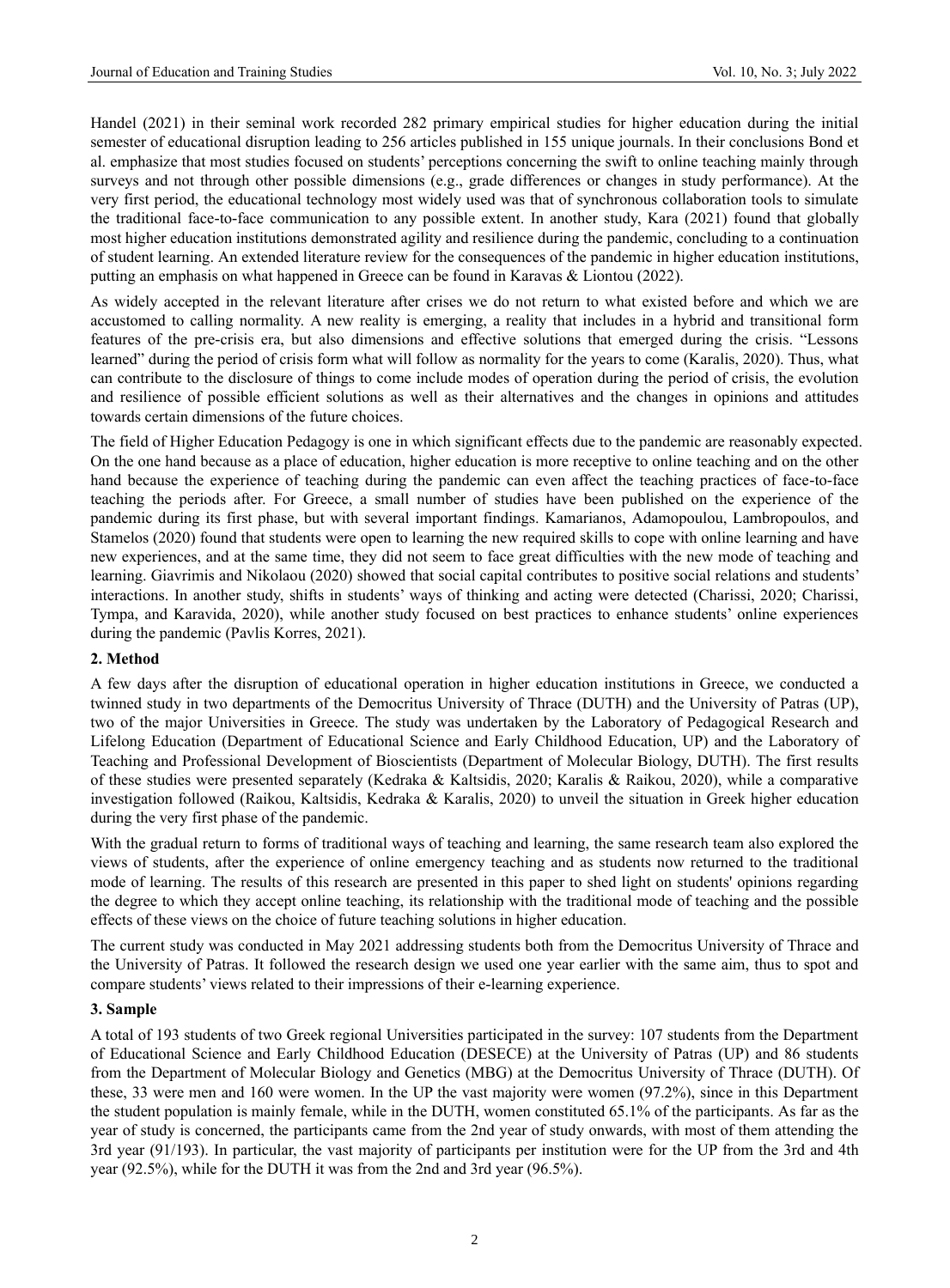Handel (2021) in their seminal work recorded 282 primary empirical studies for higher education during the initial semester of educational disruption leading to 256 articles published in 155 unique journals. In their conclusions Bond et al. emphasize that most studies focused on students' perceptions concerning the swift to online teaching mainly through surveys and not through other possible dimensions (e.g., grade differences or changes in study performance). At the very first period, the educational technology most widely used was that of synchronous collaboration tools to simulate the traditional face-to-face communication to any possible extent. In another study, Kara (2021) found that globally most higher education institutions demonstrated agility and resilience during the pandemic, concluding to a continuation of student learning. An extended literature review for the consequences of the pandemic in higher education institutions, putting an emphasis on what happened in Greece can be found in Karavas & Liontou (2022).

As widely accepted in the relevant literature after crises we do not return to what existed before and which we are accustomed to calling normality. A new reality is emerging, a reality that includes in a hybrid and transitional form features of the pre-crisis era, but also dimensions and effective solutions that emerged during the crisis. "Lessons learned" during the period of crisis form what will follow as normality for the years to come (Karalis, 2020). Thus, what can contribute to the disclosure of things to come include modes of operation during the period of crisis, the evolution and resilience of possible efficient solutions as well as their alternatives and the changes in opinions and attitudes towards certain dimensions of the future choices.

The field of Higher Education Pedagogy is one in which significant effects due to the pandemic are reasonably expected. On the one hand because as a place of education, higher education is more receptive to online teaching and on the other hand because the experience of teaching during the pandemic can even affect the teaching practices of face-to-face teaching the periods after. For Greece, a small number of studies have been published on the experience of the pandemic during its first phase, but with several important findings. Kamarianos, Adamopoulou, Lambropoulos, and Stamelos (2020) found that students were open to learning the new required skills to cope with online learning and have new experiences, and at the same time, they did not seem to face great difficulties with the new mode of teaching and learning. Giavrimis and Nikolaou (2020) showed that social capital contributes to positive social relations and students' interactions. In another study, shifts in students' ways of thinking and acting were detected (Charissi, 2020; Charissi, Tympa, and Karavida, 2020), while another study focused on best practices to enhance students' online experiences during the pandemic (Pavlis Korres, 2021).

## 2. Method

A few days after the disruption of educational operation in higher education institutions in Greece, we conducted a twinned study in two departments of the Democritus University of Thrace (DUTH) and the University of Patras (UP), two of the major Universities in Greece. The study was undertaken by the Laboratory of Pedagogical Research and Lifelong Education (Department of Educational Science and Early Childhood Education, UP) and the Laboratory of Teaching and Professional Development of Bioscientists (Department of Molecular Biology, DUTH). The first results of these studies were presented separately (Kedraka & Kaltsidis, 2020; Karalis & Raikou, 2020), while a comparative investigation followed (Raikou, Kaltsidis, Kedraka & Karalis, 2020) to unveil the situation in Greek higher education during the very first phase of the pandemic.

With the gradual return to forms of traditional ways of teaching and learning, the same research team also explored the views of students, after the experience of online emergency teaching and as students now returned to the traditional mode of learning. The results of this research are presented in this paper to shed light on students' opinions regarding the degree to which they accept online teaching, its relationship with the traditional mode of teaching and the possible effects of these views on the choice of future teaching solutions in higher education.

The current study was conducted in May 2021 addressing students both from the Democritus University of Thrace and the University of Patras. It followed the research design we used one year earlier with the same aim, thus to spot and compare students' views related to their impressions of their e-learning experience.

## 3. Sample

A total of 193 students of two Greek regional Universities participated in the survey: 107 students from the Department of Educational Science and Early Childhood Education (DESECE) at the University of Patras (UP) and 86 students from the Department of Molecular Biology and Genetics (MBG) at the Democritus University of Thrace (DUTH). Of these, 33 were men and 160 were women. In the UP the vast majority were women (97.2%), since in this Department the student population is mainly female, while in the DUTH, women constituted 65.1% of the participants. As far as the year of study is concerned, the participants came from the 2nd year of study onwards, with most of them attending the 3rd year (91/193). In particular, the vast majority of participants per institution were for the UP from the 3rd and 4th year (92.5%), while for the DUTH it was from the 2nd and 3rd year (96.5%).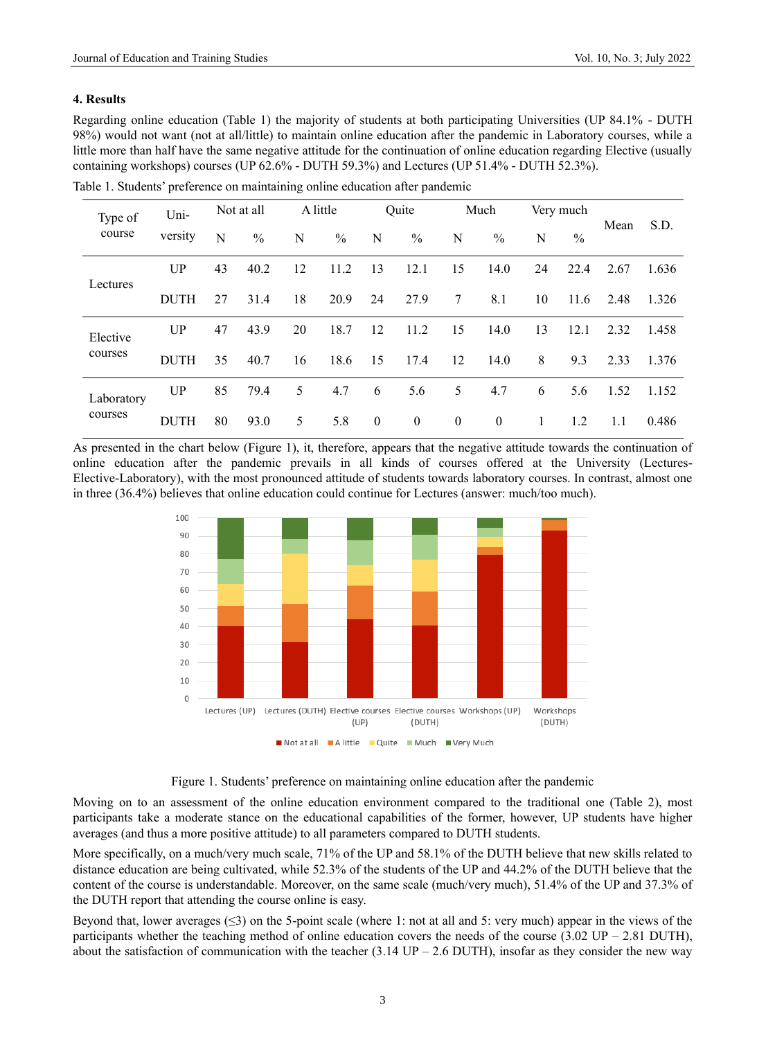## 4. Results

Regarding online education (Table 1) the majority of students at both participating Universities (UP 84.1% - DUTH 98%) would not want (not at all/little) to maintain online education after the pandemic in Laboratory courses, while a little more than half have the same negative attitude for the continuation of online education regarding Elective (usually containing workshops) courses (UP 62.6% - DUTH 59.3%) and Lectures (UP 51.4% - DUTH 52.3%).

Table 1. Students' preference on maintaining online education after pandemic

| Type of course | University | Not at all | | A little | | Quite | | Much | | Very much | | Mean | S.D. |
|---|---|---|---|---|---|---|---|---|---|---|---|---|---|
| | | N | % | N | % | N | % | N | % | N | % | | |
| Lectures | UP | 43 | 40.2 | 12 | 11.2 | 13 | 12.1 | 15 | 14.0 | 24 | 22.4 | 2.67 | 1.636 |
| | DUTH | 27 | 31.4 | 18 | 20.9 | 24 | 27.9 | 7 | 8.1 | 10 | 11.6 | 2.48 | 1.326 |
| Elective courses | UP | 47 | 43.9 | 20 | 18.7 | 12 | 11.2 | 15 | 14.0 | 13 | 12.1 | 2.32 | 1.458 |
| | DUTH | 35 | 40.7 | 16 | 18.6 | 15 | 17.4 | 12 | 14.0 | 8 | 9.3 | 2.33 | 1.376 |
| Laboratory courses | UP | 85 | 79.4 | 5 | 4.7 | 6 | 5.6 | 5 | 4.7 | 6 | 5.6 | 1.52 | 1.152 |
| | DUTH | 80 | 93.0 | 5 | 5.8 | 0 | 0 | 0 | 0 | 1 | 1.2 | 1.1 | 0.486 |

As presented in the chart below (Figure 1), it, therefore, appears that the negative attitude towards the continuation of online education after the pandemic prevails in all kinds of courses offered at the University (Lectures-Elective-Laboratory), with the most pronounced attitude of students towards laboratory courses. In contrast, almost one in three (36.4%) believes that online education could continue for Lectures (answer: much/too much).

Figure 1. Students' preference on maintaining online education after the pandemic

Moving on to an assessment of the online education environment compared to the traditional one (Table 2), most participants take a moderate stance on the educational capabilities of the former, however, UP students have higher averages (and thus a more positive attitude) to all parameters compared to DUTH students.

More specifically, on a much/very much scale, 71% of the UP and 58.1% of the DUTH believe that new skills related to distance education are being cultivated, while 52.3% of the students of the UP and 44.2% of the DUTH believe that the content of the course is understandable. Moreover, on the same scale (much/very much), 51.4% of the UP and 37.3% of the DUTH report that attending the course online is easy.

Beyond that, lower averages (≤3) on the 5-point scale (where 1: not at all and 5: very much) appear in the views of the participants whether the teaching method of online education covers the needs of the course (3.02 UP – 2.81 DUTH), about the satisfaction of communication with the teacher (3.14 UP – 2.6 DUTH), insofar as they consider the new way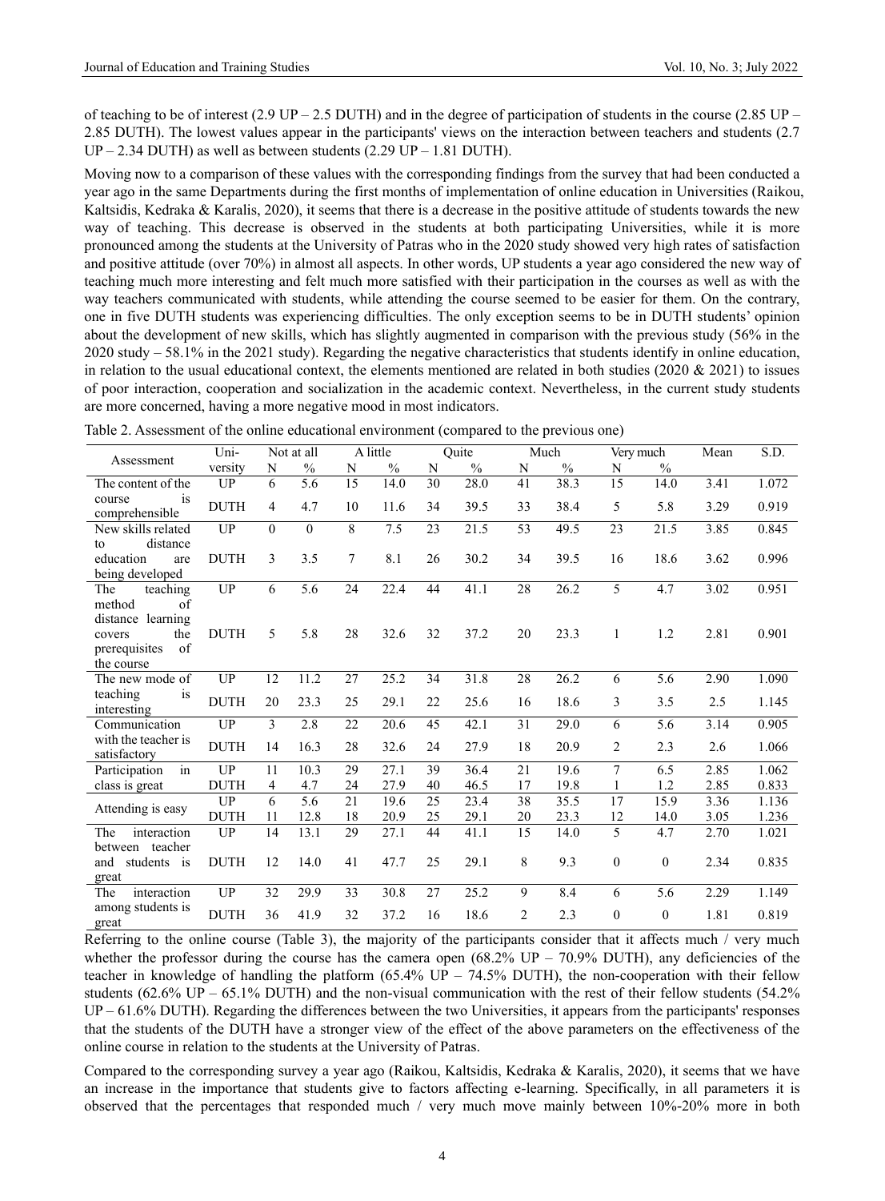of teaching to be of interest (2.9 UP – 2.5 DUTH) and in the degree of participation of students in the course (2.85 UP – 2.85 DUTH). The lowest values appear in the participants' views on the interaction between teachers and students (2.7 UP – 2.34 DUTH) as well as between students (2.29 UP – 1.81 DUTH).

Moving now to a comparison of these values with the corresponding findings from the survey that had been conducted a year ago in the same Departments during the first months of implementation of online education in Universities (Raikou, Kaltsidis, Kedraka & Karalis, 2020), it seems that there is a decrease in the positive attitude of students towards the new way of teaching. This decrease is observed in the students at both participating Universities, while it is more pronounced among the students at the University of Patras who in the 2020 study showed very high rates of satisfaction and positive attitude (over 70%) in almost all aspects. In other words, UP students a year ago considered the new way of teaching much more interesting and felt much more satisfied with their participation in the courses as well as with the way teachers communicated with students, while attending the course seemed to be easier for them. On the contrary, one in five DUTH students was experiencing difficulties. The only exception seems to be in DUTH students' opinion about the development of new skills, which has slightly augmented in comparison with the previous study (56% in the 2020 study – 58.1% in the 2021 study). Regarding the negative characteristics that students identify in online education, in relation to the usual educational context, the elements mentioned are related in both studies (2020 & 2021) to issues of poor interaction, cooperation and socialization in the academic context. Nevertheless, in the current study students are more concerned, having a more negative mood in most indicators.

Table 2. Assessment of the online educational environment (compared to the previous one)

| Assessment | University | Not at all | | A little | | Quite | | Much | | Very much | | Mean | S.D. |
|---|---|---|---|---|---|---|---|---|---|---|---|---|---|
| | | N | % | N | % | N | % | N | % | N | % | | |
| The content of the course is comprehensible | UP | 6 | 5.6 | 15 | 14.0 | 30 | 28.0 | 41 | 38.3 | 15 | 14.0 | 3.41 | 1.072 |
| | DUTH | 4 | 4.7 | 10 | 11.6 | 34 | 39.5 | 33 | 38.4 | 5 | 5.8 | 3.29 | 0.919 |
| New skills related to distance education are being developed | UP | 0 | 0 | 8 | 7.5 | 23 | 21.5 | 53 | 49.5 | 23 | 21.5 | 3.85 | 0.845 |
| | DUTH | 3 | 3.5 | 7 | 8.1 | 26 | 30.2 | 34 | 39.5 | 16 | 18.6 | 3.62 | 0.996 |
| The teaching method of distance learning covers the prerequisites of the course | UP | 6 | 5.6 | 24 | 22.4 | 44 | 41.1 | 28 | 26.2 | 5 | 4.7 | 3.02 | 0.951 |
| | DUTH | 5 | 5.8 | 28 | 32.6 | 32 | 37.2 | 20 | 23.3 | 1 | 1.2 | 2.81 | 0.901 |
| The new mode of teaching is interesting | UP | 12 | 11.2 | 27 | 25.2 | 34 | 31.8 | 28 | 26.2 | 6 | 5.6 | 2.90 | 1.090 |
| | DUTH | 20 | 23.3 | 25 | 29.1 | 22 | 25.6 | 16 | 18.6 | 3 | 3.5 | 2.5 | 1.145 |
| Communication with the teacher is satisfactory | UP | 3 | 2.8 | 22 | 20.6 | 45 | 42.1 | 31 | 29.0 | 6 | 5.6 | 3.14 | 0.905 |
| | DUTH | 14 | 16.3 | 28 | 32.6 | 24 | 27.9 | 18 | 20.9 | 2 | 2.3 | 2.6 | 1.066 |
| Participation in class is great | UP | 11 | 10.3 | 29 | 27.1 | 39 | 36.4 | 21 | 19.6 | 7 | 6.5 | 2.85 | 1.062 |
| | DUTH | 4 | 4.7 | 24 | 27.9 | 40 | 46.5 | 17 | 19.8 | 1 | 1.2 | 2.85 | 0.833 |
| Attending is easy | UP | 6 | 5.6 | 21 | 19.6 | 25 | 23.4 | 38 | 35.5 | 17 | 15.9 | 3.36 | 1.136 |
| | DUTH | 11 | 12.8 | 18 | 20.9 | 25 | 29.1 | 20 | 23.3 | 12 | 14.0 | 3.05 | 1.236 |
| The interaction between teacher and students is great | UP | 14 | 13.1 | 29 | 27.1 | 44 | 41.1 | 15 | 14.0 | 5 | 4.7 | 2.70 | 1.021 |
| | DUTH | 12 | 14.0 | 41 | 47.7 | 25 | 29.1 | 8 | 9.3 | 0 | 0 | 2.34 | 0.835 |
| The interaction among students is great | UP | 32 | 29.9 | 33 | 30.8 | 27 | 25.2 | 9 | 8.4 | 6 | 5.6 | 2.29 | 1.149 |
| | DUTH | 36 | 41.9 | 32 | 37.2 | 16 | 18.6 | 2 | 2.3 | 0 | 0 | 1.81 | 0.819 |

Referring to the online course (Table 3), the majority of the participants consider that it affects much / very much whether the professor during the course has the camera open (68.2% UP – 70.9% DUTH), any deficiencies of the teacher in knowledge of handling the platform (65.4% UP – 74.5% DUTH), the non-cooperation with their fellow students (62.6% UP – 65.1% DUTH) and the non-visual communication with the rest of their fellow students (54.2% UP – 61.6% DUTH). Regarding the differences between the two Universities, it appears from the participants' responses that the students of the DUTH have a stronger view of the effect of the above parameters on the effectiveness of the online course in relation to the students at the University of Patras.

Compared to the corresponding survey a year ago (Raikou, Kaltsidis, Kedraka & Karalis, 2020), it seems that we have an increase in the importance that students give to factors affecting e-learning. Specifically, in all parameters it is observed that the percentages that responded much / very much move mainly between 10%-20% more in both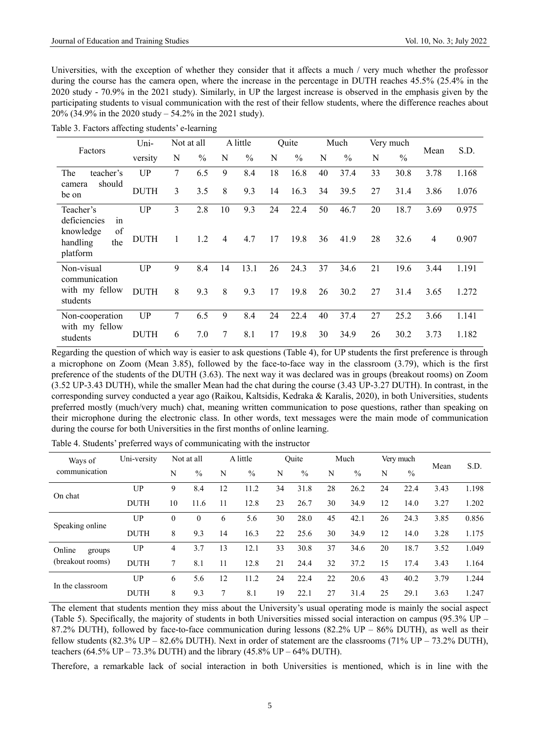Universities, with the exception of whether they consider that it affects a much / very much whether the professor during the course has the camera open, where the increase in the percentage in DUTH reaches 45.5% (25.4% in the 2020 study - 70.9% in the 2021 study). Similarly, in UP the largest increase is observed in the emphasis given by the participating students to visual communication with the rest of their fellow students, where the difference reaches about 20% (34.9% in the 2020 study – 54.2% in the 2021 study).

Table 3. Factors affecting students' e-learning

| Factors | University | Not at all | | A little | | Quite | | Much | | Very much | | Mean | S.D. |
|---|---|---|---|---|---|---|---|---|---|---|---|---|---|
| | | N | % | N | % | N | % | N | % | N | % | | |
| The teacher's camera should be on | UP | 7 | 6.5 | 9 | 8.4 | 18 | 16.8 | 40 | 37.4 | 33 | 30.8 | 3.78 | 1.168 |
| | DUTH | 3 | 3.5 | 8 | 9.3 | 14 | 16.3 | 34 | 39.5 | 27 | 31.4 | 3.86 | 1.076 |
| Teacher's deficiencies in knowledge of handling the platform | UP | 3 | 2.8 | 10 | 9.3 | 24 | 22.4 | 50 | 46.7 | 20 | 18.7 | 3.69 | 0.975 |
| | DUTH | 1 | 1.2 | 4 | 4.7 | 17 | 19.8 | 36 | 41.9 | 28 | 32.6 | 4 | 0.907 |
| Non-visual communication with my fellow students | UP | 9 | 8.4 | 14 | 13.1 | 26 | 24.3 | 37 | 34.6 | 21 | 19.6 | 3.44 | 1.191 |
| | DUTH | 8 | 9.3 | 8 | 9.3 | 17 | 19.8 | 26 | 30.2 | 27 | 31.4 | 3.65 | 1.272 |
| Non-cooperation with my fellow students | UP | 7 | 6.5 | 9 | 8.4 | 24 | 22.4 | 40 | 37.4 | 27 | 25.2 | 3.66 | 1.141 |
| | DUTH | 6 | 7.0 | 7 | 8.1 | 17 | 19.8 | 30 | 34.9 | 26 | 30.2 | 3.73 | 1.182 |

Regarding the question of which way is easier to ask questions (Table 4), for UP students the first preference is through a microphone on Zoom (Mean 3.85), followed by the face-to-face way in the classroom (3.79), which is the first preference of the students of the DUTH (3.63). The next way it was declared was in groups (breakout rooms) on Zoom (3.52 UP-3.43 DUTH), while the smaller Mean had the chat during the course (3.43 UP-3.27 DUTH). In contrast, in the corresponding survey conducted a year ago (Raikou, Kaltsidis, Kedraka & Karalis, 2020), in both Universities, students preferred mostly (much/very much) chat, meaning written communication to pose questions, rather than speaking on their microphone during the electronic class. In other words, text messages were the main mode of communication during the course for both Universities in the first months of online learning.

Table 4. Students' preferred ways of communicating with the instructor

| Ways of communication | Uni-versity | Not at all | | A little | | Quite | | Much | | Very much | | Mean | S.D. |
|---|---|---|---|---|---|---|---|---|---|---|---|---|---|
| | | N | % | N | % | N | % | N | % | N | % | | |
| On chat | UP | 9 | 8.4 | 12 | 11.2 | 34 | 31.8 | 28 | 26.2 | 24 | 22.4 | 3.43 | 1.198 |
| | DUTH | 10 | 11.6 | 11 | 12.8 | 23 | 26.7 | 30 | 34.9 | 12 | 14.0 | 3.27 | 1.202 |
| Speaking online | UP | 0 | 0 | 6 | 5.6 | 30 | 28.0 | 45 | 42.1 | 26 | 24.3 | 3.85 | 0.856 |
| | DUTH | 8 | 9.3 | 14 | 16.3 | 22 | 25.6 | 30 | 34.9 | 12 | 14.0 | 3.28 | 1.175 |
| Online groups (breakout rooms) | UP | 4 | 3.7 | 13 | 12.1 | 33 | 30.8 | 37 | 34.6 | 20 | 18.7 | 3.52 | 1.049 |
| | DUTH | 7 | 8.1 | 11 | 12.8 | 21 | 24.4 | 32 | 37.2 | 15 | 17.4 | 3.43 | 1.164 |
| In the classroom | UP | 6 | 5.6 | 12 | 11.2 | 24 | 22.4 | 22 | 20.6 | 43 | 40.2 | 3.79 | 1.244 |
| | DUTH | 8 | 9.3 | 7 | 8.1 | 19 | 22.1 | 27 | 31.4 | 25 | 29.1 | 3.63 | 1.247 |

The element that students mention they miss about the University's usual operating mode is mainly the social aspect (Table 5). Specifically, the majority of students in both Universities missed social interaction on campus (95.3% UP – 87.2% DUTH), followed by face-to-face communication during lessons (82.2% UP – 86% DUTH), as well as their fellow students (82.3% UP – 82.6% DUTH). Next in order of statement are the classrooms (71% UP – 73.2% DUTH), teachers (64.5% UP – 73.3% DUTH) and the library (45.8% UP – 64% DUTH).

Therefore, a remarkable lack of social interaction in both Universities is mentioned, which is in line with the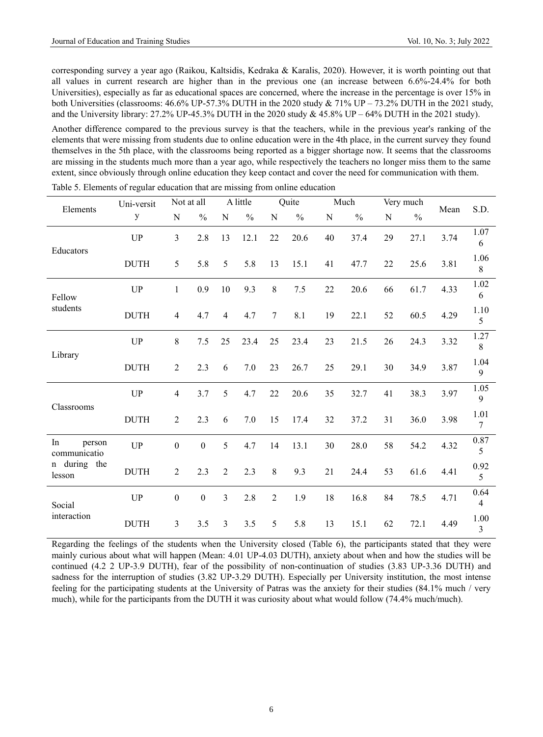corresponding survey a year ago (Raikou, Kaltsidis, Kedraka & Karalis, 2020). However, it is worth pointing out that all values in current research are higher than in the previous one (an increase between 6.6%-24.4% for both Universities), especially as far as educational spaces are concerned, where the increase in the percentage is over 15% in both Universities (classrooms: 46.6% UP-57.3% DUTH in the 2020 study & 71% UP – 73.2% DUTH in the 2021 study, and the University library: 27.2% UP-45.3% DUTH in the 2020 study & 45.8% UP – 64% DUTH in the 2021 study).

Another difference compared to the previous survey is that the teachers, while in the previous year's ranking of the elements that were missing from students due to online education were in the 4th place, in the current survey they found themselves in the 5th place, with the classrooms being reported as a bigger shortage now. It seems that the classrooms are missing in the students much more than a year ago, while respectively the teachers no longer miss them to the same extent, since obviously through online education they keep contact and cover the need for communication with them.

Table 5. Elements of regular education that are missing from online education

| Elements | University | Not at all | | A little | | Quite | | Much | | Very much | | Mean | S.D. |
|---|---|---|---|---|---|---|---|---|---|---|---|---|---|
| | | N | % | N | % | N | % | N | % | N | % | | |
| Educators | UP | 3 | 2.8 | 13 | 12.1 | 22 | 20.6 | 40 | 37.4 | 29 | 27.1 | 3.74 | 1.076 |
| | DUTH | 5 | 5.8 | 5 | 5.8 | 13 | 15.1 | 41 | 47.7 | 22 | 25.6 | 3.81 | 1.068 |
| Fellow students | UP | 1 | 0.9 | 10 | 9.3 | 8 | 7.5 | 22 | 20.6 | 66 | 61.7 | 4.33 | 1.026 |
| | DUTH | 4 | 4.7 | 4 | 4.7 | 7 | 8.1 | 19 | 22.1 | 52 | 60.5 | 4.29 | 1.105 |
| Library | UP | 8 | 7.5 | 25 | 23.4 | 25 | 23.4 | 23 | 21.5 | 26 | 24.3 | 3.32 | 1.278 |
| | DUTH | 2 | 2.3 | 6 | 7.0 | 23 | 26.7 | 25 | 29.1 | 30 | 34.9 | 3.87 | 1.049 |
| Classrooms | UP | 4 | 3.7 | 5 | 4.7 | 22 | 20.6 | 35 | 32.7 | 41 | 38.3 | 3.97 | 1.059 |
| | DUTH | 2 | 2.3 | 6 | 7.0 | 15 | 17.4 | 32 | 37.2 | 31 | 36.0 | 3.98 | 1.017 |
| In person communication during the lesson | UP | 0 | 0 | 5 | 4.7 | 14 | 13.1 | 30 | 28.0 | 58 | 54.2 | 4.32 | 0.875 |
| | DUTH | 2 | 2.3 | 2 | 2.3 | 8 | 9.3 | 21 | 24.4 | 53 | 61.6 | 4.41 | 0.925 |
| Social interaction | UP | 0 | 0 | 3 | 2.8 | 2 | 1.9 | 18 | 16.8 | 84 | 78.5 | 4.71 | 0.644 |
| | DUTH | 3 | 3.5 | 3 | 3.5 | 5 | 5.8 | 13 | 15.1 | 62 | 72.1 | 4.49 | 1.003 |

Regarding the feelings of the students when the University closed (Table 6), the participants stated that they were mainly curious about what will happen (Mean: 4.01 UP-4.03 DUTH), anxiety about when and how the studies will be continued (4.2 2 UP-3.9 DUTH), fear of the possibility of non-continuation of studies (3.83 UP-3.36 DUTH) and sadness for the interruption of studies (3.82 UP-3.29 DUTH). Especially per University institution, the most intense feeling for the participating students at the University of Patras was the anxiety for their studies (84.1% much / very much), while for the participants from the DUTH it was curiosity about what would follow (74.4% much/much).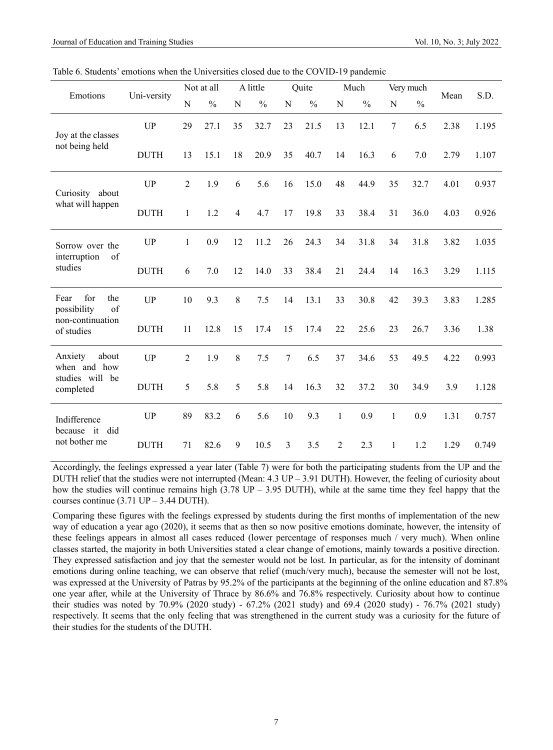Table 6. Students' emotions when the Universities closed due to the COVID-19 pandemic

| Emotions | Uni-versity | Not at all | | A little | | Quite | | Much | | Very much | | Mean | S.D. |
|---|---|---|---|---|---|---|---|---|---|---|---|---|---|
| | | N | % | N | % | N | % | N | % | N | % | | |
| Joy at the classes not being held | UP | 29 | 27.1 | 35 | 32.7 | 23 | 21.5 | 13 | 12.1 | 7 | 6.5 | 2.38 | 1.195 |
| | DUTH | 13 | 15.1 | 18 | 20.9 | 35 | 40.7 | 14 | 16.3 | 6 | 7.0 | 2.79 | 1.107 |
| Curiosity about what will happen | UP | 2 | 1.9 | 6 | 5.6 | 16 | 15.0 | 48 | 44.9 | 35 | 32.7 | 4.01 | 0.937 |
| | DUTH | 1 | 1.2 | 4 | 4.7 | 17 | 19.8 | 33 | 38.4 | 31 | 36.0 | 4.03 | 0.926 |
| Sorrow over the interruption of studies | UP | 1 | 0.9 | 12 | 11.2 | 26 | 24.3 | 34 | 31.8 | 34 | 31.8 | 3.82 | 1.035 |
| | DUTH | 6 | 7.0 | 12 | 14.0 | 33 | 38.4 | 21 | 24.4 | 14 | 16.3 | 3.29 | 1.115 |
| Fear for the possibility of non-continuation of studies | UP | 10 | 9.3 | 8 | 7.5 | 14 | 13.1 | 33 | 30.8 | 42 | 39.3 | 3.83 | 1.285 |
| | DUTH | 11 | 12.8 | 15 | 17.4 | 15 | 17.4 | 22 | 25.6 | 23 | 26.7 | 3.36 | 1.38 |
| Anxiety about when and how studies will be completed | UP | 2 | 1.9 | 8 | 7.5 | 7 | 6.5 | 37 | 34.6 | 53 | 49.5 | 4.22 | 0.993 |
| | DUTH | 5 | 5.8 | 5 | 5.8 | 14 | 16.3 | 32 | 37.2 | 30 | 34.9 | 3.9 | 1.128 |
| Indifference because it did not bother me | UP | 89 | 83.2 | 6 | 5.6 | 10 | 9.3 | 1 | 0.9 | 1 | 0.9 | 1.31 | 0.757 |
| | DUTH | 71 | 82.6 | 9 | 10.5 | 3 | 3.5 | 2 | 2.3 | 1 | 1.2 | 1.29 | 0.749 |

Accordingly, the feelings expressed a year later (Table 7) were for both the participating students from the UP and the DUTH relief that the studies were not interrupted (Mean: 4.3 UP – 3.91 DUTH). However, the feeling of curiosity about how the studies will continue remains high (3.78 UP – 3.95 DUTH), while at the same time they feel happy that the courses continue (3.71 UP – 3.44 DUTH).

Comparing these figures with the feelings expressed by students during the first months of implementation of the new way of education a year ago (2020), it seems that as then so now positive emotions dominate, however, the intensity of these feelings appears in almost all cases reduced (lower percentage of responses much / very much). When online classes started, the majority in both Universities stated a clear change of emotions, mainly towards a positive direction. They expressed satisfaction and joy that the semester would not be lost. In particular, as for the intensity of dominant emotions during online teaching, we can observe that relief (much/very much), because the semester will not be lost, was expressed at the University of Patras by 95.2% of the participants at the beginning of the online education and 87.8% one year after, while at the University of Thrace by 86.6% and 76.8% respectively. Curiosity about how to continue their studies was noted by 70.9% (2020 study) - 67.2% (2021 study) and 69.4 (2020 study) - 76.7% (2021 study) respectively. It seems that the only feeling that was strengthened in the current study was a curiosity for the future of their studies for the students of the DUTH.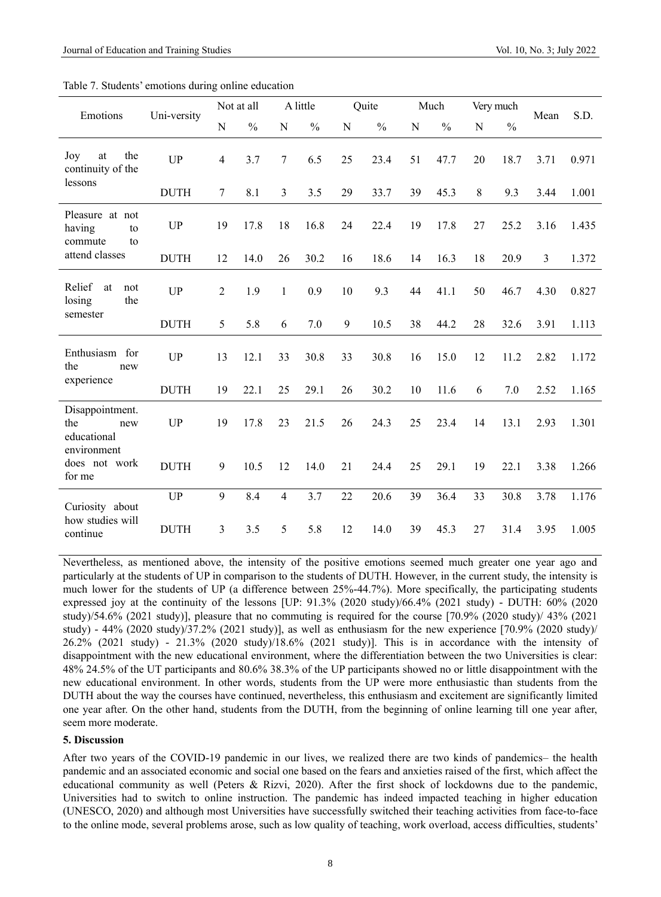Table 7. Students' emotions during online education

| Emotions | Uni-versity | Not at all | | A little | | Quite | | Much | | Very much | | Mean | S.D. |
|---|---|---|---|---|---|---|---|---|---|---|---|---|---|
| | | N | % | N | % | N | % | N | % | N | % | | |
| Joy at the continuity of the lessons | UP | 4 | 3.7 | 7 | 6.5 | 25 | 23.4 | 51 | 47.7 | 20 | 18.7 | 3.71 | 0.971 |
| | DUTH | 7 | 8.1 | 3 | 3.5 | 29 | 33.7 | 39 | 45.3 | 8 | 9.3 | 3.44 | 1.001 |
| Pleasure at not having to commute to attend classes | UP | 19 | 17.8 | 18 | 16.8 | 24 | 22.4 | 19 | 17.8 | 27 | 25.2 | 3.16 | 1.435 |
| | DUTH | 12 | 14.0 | 26 | 30.2 | 16 | 18.6 | 14 | 16.3 | 18 | 20.9 | 3 | 1.372 |
| Relief at not losing the semester | UP | 2 | 1.9 | 1 | 0.9 | 10 | 9.3 | 44 | 41.1 | 50 | 46.7 | 4.30 | 0.827 |
| | DUTH | 5 | 5.8 | 6 | 7.0 | 9 | 10.5 | 38 | 44.2 | 28 | 32.6 | 3.91 | 1.113 |
| Enthusiasm for the new experience | UP | 13 | 12.1 | 33 | 30.8 | 33 | 30.8 | 16 | 15.0 | 12 | 11.2 | 2.82 | 1.172 |
| | DUTH | 19 | 22.1 | 25 | 29.1 | 26 | 30.2 | 10 | 11.6 | 6 | 7.0 | 2.52 | 1.165 |
| Disappointment. the new educational environment does not work for me | UP | 19 | 17.8 | 23 | 21.5 | 26 | 24.3 | 25 | 23.4 | 14 | 13.1 | 2.93 | 1.301 |
| | DUTH | 9 | 10.5 | 12 | 14.0 | 21 | 24.4 | 25 | 29.1 | 19 | 22.1 | 3.38 | 1.266 |
| Curiosity about how studies will continue | UP | 9 | 8.4 | 4 | 3.7 | 22 | 20.6 | 39 | 36.4 | 33 | 30.8 | 3.78 | 1.176 |
| | DUTH | 3 | 3.5 | 5 | 5.8 | 12 | 14.0 | 39 | 45.3 | 27 | 31.4 | 3.95 | 1.005 |

Nevertheless, as mentioned above, the intensity of the positive emotions seemed much greater one year ago and particularly at the students of UP in comparison to the students of DUTH. However, in the current study, the intensity is much lower for the students of UP (a difference between 25%-44.7%). More specifically, the participating students expressed joy at the continuity of the lessons [UP: 91.3% (2020 study)/66.4% (2021 study) - DUTH: 60% (2020 study)/54.6% (2021 study)], pleasure that no commuting is required for the course [70.9% (2020 study)/ 43% (2021 study) - 44% (2020 study)/37.2% (2021 study)], as well as enthusiasm for the new experience [70.9% (2020 study)/ 26.2% (2021 study) - 21.3% (2020 study)/18.6% (2021 study)]. This is in accordance with the intensity of disappointment with the new educational environment, where the differentiation between the two Universities is clear: 48% 24.5% of the UT participants and 80.6% 38.3% of the UP participants showed no or little disappointment with the new educational environment. In other words, students from the UP were more enthusiastic than students from the DUTH about the way the courses have continued, nevertheless, this enthusiasm and excitement are significantly limited one year after. On the other hand, students from the DUTH, from the beginning of online learning till one year after, seem more moderate.

## 5. Discussion

After two years of the COVID-19 pandemic in our lives, we realized there are two kinds of pandemics– the health pandemic and an associated economic and social one based on the fears and anxieties raised of the first, which affect the educational community as well (Peters & Rizvi, 2020). After the first shock of lockdowns due to the pandemic, Universities had to switch to online instruction. The pandemic has indeed impacted teaching in higher education (UNESCO, 2020) and although most Universities have successfully switched their teaching activities from face-to-face to the online mode, several problems arose, such as low quality of teaching, work overload, access difficulties, students'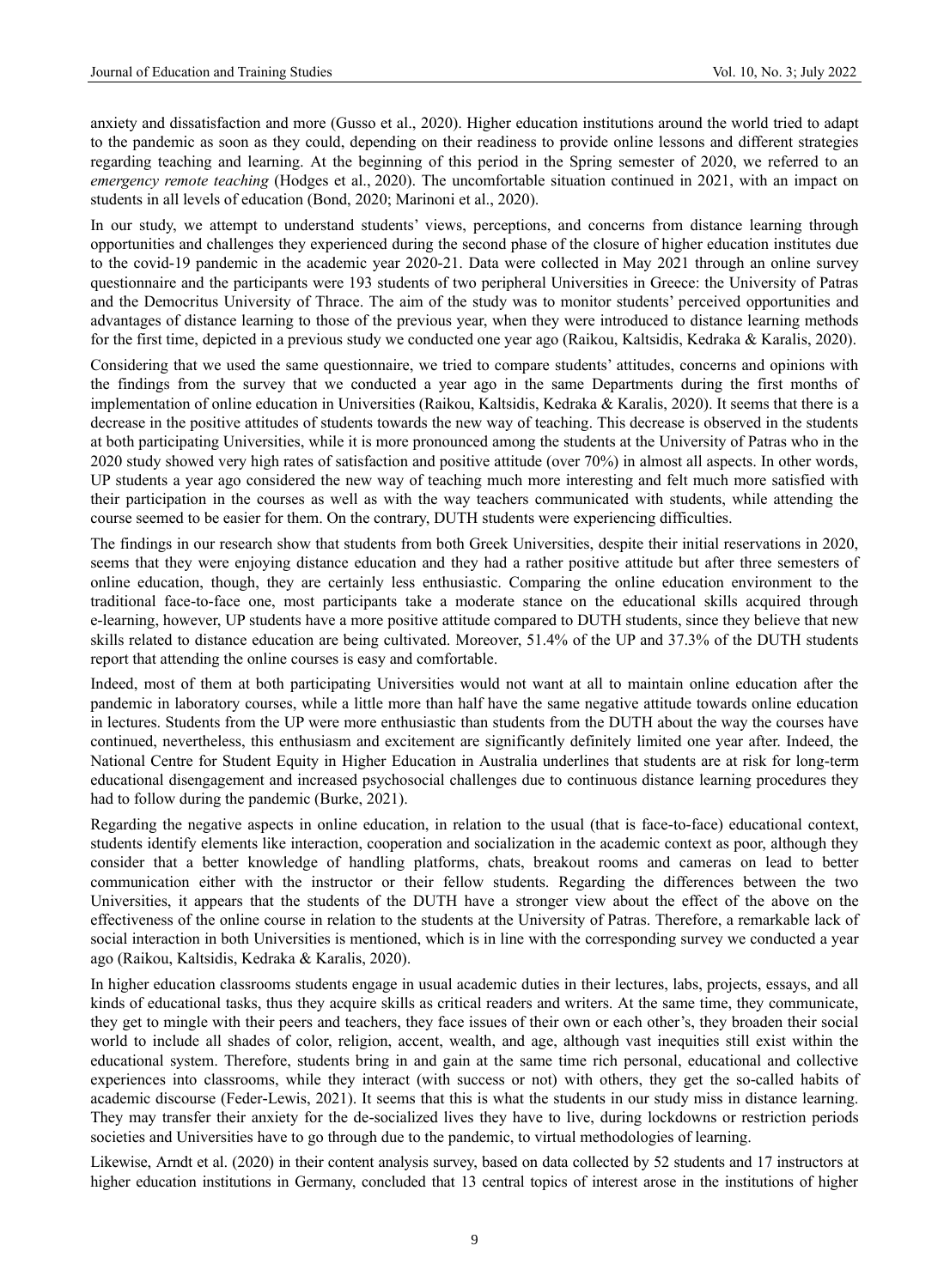anxiety and dissatisfaction and more (Gusso et al., 2020). Higher education institutions around the world tried to adapt to the pandemic as soon as they could, depending on their readiness to provide online lessons and different strategies regarding teaching and learning. At the beginning of this period in the Spring semester of 2020, we referred to an *emergency remote teaching* (Hodges et al., 2020). The uncomfortable situation continued in 2021, with an impact on students in all levels of education (Bond, 2020; Marinoni et al., 2020).

In our study, we attempt to understand students' views, perceptions, and concerns from distance learning through opportunities and challenges they experienced during the second phase of the closure of higher education institutes due to the covid-19 pandemic in the academic year 2020-21. Data were collected in May 2021 through an online survey questionnaire and the participants were 193 students of two peripheral Universities in Greece: the University of Patras and the Democritus University of Thrace. The aim of the study was to monitor students' perceived opportunities and advantages of distance learning to those of the previous year, when they were introduced to distance learning methods for the first time, depicted in a previous study we conducted one year ago (Raikou, Kaltsidis, Kedraka & Karalis, 2020).

Considering that we used the same questionnaire, we tried to compare students' attitudes, concerns and opinions with the findings from the survey that we conducted a year ago in the same Departments during the first months of implementation of online education in Universities (Raikou, Kaltsidis, Kedraka & Karalis, 2020). It seems that there is a decrease in the positive attitudes of students towards the new way of teaching. This decrease is observed in the students at both participating Universities, while it is more pronounced among the students at the University of Patras who in the 2020 study showed very high rates of satisfaction and positive attitude (over 70%) in almost all aspects. In other words, UP students a year ago considered the new way of teaching much more interesting and felt much more satisfied with their participation in the courses as well as with the way teachers communicated with students, while attending the course seemed to be easier for them. On the contrary, DUTH students were experiencing difficulties.

The findings in our research show that students from both Greek Universities, despite their initial reservations in 2020, seems that they were enjoying distance education and they had a rather positive attitude but after three semesters of online education, though, they are certainly less enthusiastic. Comparing the online education environment to the traditional face-to-face one, most participants take a moderate stance on the educational skills acquired through e-learning, however, UP students have a more positive attitude compared to DUTH students, since they believe that new skills related to distance education are being cultivated. Moreover, 51.4% of the UP and 37.3% of the DUTH students report that attending the online courses is easy and comfortable.

Indeed, most of them at both participating Universities would not want at all to maintain online education after the pandemic in laboratory courses, while a little more than half have the same negative attitude towards online education in lectures. Students from the UP were more enthusiastic than students from the DUTH about the way the courses have continued, nevertheless, this enthusiasm and excitement are significantly definitely limited one year after. Indeed, the National Centre for Student Equity in Higher Education in Australia underlines that students are at risk for long-term educational disengagement and increased psychosocial challenges due to continuous distance learning procedures they had to follow during the pandemic (Burke, 2021).

Regarding the negative aspects in online education, in relation to the usual (that is face-to-face) educational context, students identify elements like interaction, cooperation and socialization in the academic context as poor, although they consider that a better knowledge of handling platforms, chats, breakout rooms and cameras on lead to better communication either with the instructor or their fellow students. Regarding the differences between the two Universities, it appears that the students of the DUTH have a stronger view about the effect of the above on the effectiveness of the online course in relation to the students at the University of Patras. Therefore, a remarkable lack of social interaction in both Universities is mentioned, which is in line with the corresponding survey we conducted a year ago (Raikou, Kaltsidis, Kedraka & Karalis, 2020).

In higher education classrooms students engage in usual academic duties in their lectures, labs, projects, essays, and all kinds of educational tasks, thus they acquire skills as critical readers and writers. At the same time, they communicate, they get to mingle with their peers and teachers, they face issues of their own or each other's, they broaden their social world to include all shades of color, religion, accent, wealth, and age, although vast inequities still exist within the educational system. Therefore, students bring in and gain at the same time rich personal, educational and collective experiences into classrooms, while they interact (with success or not) with others, they get the so-called habits of academic discourse (Feder-Lewis, 2021). It seems that this is what the students in our study miss in distance learning. They may transfer their anxiety for the de-socialized lives they have to live, during lockdowns or restriction periods societies and Universities have to go through due to the pandemic, to virtual methodologies of learning.

Likewise, Arndt et al. (2020) in their content analysis survey, based on data collected by 52 students and 17 instructors at higher education institutions in Germany, concluded that 13 central topics of interest arose in the institutions of higher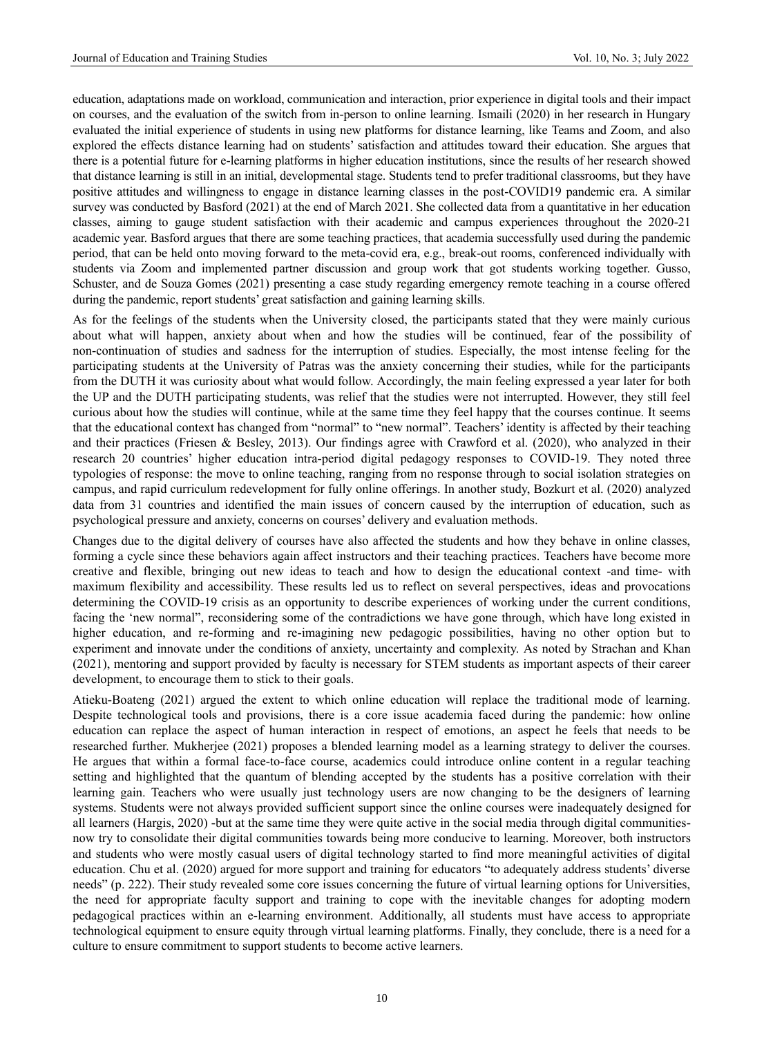education, adaptations made on workload, communication and interaction, prior experience in digital tools and their impact on courses, and the evaluation of the switch from in-person to online learning. Ismaili (2020) in her research in Hungary evaluated the initial experience of students in using new platforms for distance learning, like Teams and Zoom, and also explored the effects distance learning had on students' satisfaction and attitudes toward their education. She argues that there is a potential future for e-learning platforms in higher education institutions, since the results of her research showed that distance learning is still in an initial, developmental stage. Students tend to prefer traditional classrooms, but they have positive attitudes and willingness to engage in distance learning classes in the post-COVID19 pandemic era. A similar survey was conducted by Basford (2021) at the end of March 2021. She collected data from a quantitative in her education classes, aiming to gauge student satisfaction with their academic and campus experiences throughout the 2020-21 academic year. Basford argues that there are some teaching practices, that academia successfully used during the pandemic period, that can be held onto moving forward to the meta-covid era, e.g., break-out rooms, conferenced individually with students via Zoom and implemented partner discussion and group work that got students working together. Gusso, Schuster, and de Souza Gomes (2021) presenting a case study regarding emergency remote teaching in a course offered during the pandemic, report students' great satisfaction and gaining learning skills.

As for the feelings of the students when the University closed, the participants stated that they were mainly curious about what will happen, anxiety about when and how the studies will be continued, fear of the possibility of non-continuation of studies and sadness for the interruption of studies. Especially, the most intense feeling for the participating students at the University of Patras was the anxiety concerning their studies, while for the participants from the DUTH it was curiosity about what would follow. Accordingly, the main feeling expressed a year later for both the UP and the DUTH participating students, was relief that the studies were not interrupted. However, they still feel curious about how the studies will continue, while at the same time they feel happy that the courses continue. It seems that the educational context has changed from "normal" to "new normal". Teachers' identity is affected by their teaching and their practices (Friesen & Besley, 2013). Our findings agree with Crawford et al. (2020), who analyzed in their research 20 countries' higher education intra-period digital pedagogy responses to COVID-19. They noted three typologies of response: the move to online teaching, ranging from no response through to social isolation strategies on campus, and rapid curriculum redevelopment for fully online offerings. In another study, Bozkurt et al. (2020) analyzed data from 31 countries and identified the main issues of concern caused by the interruption of education, such as psychological pressure and anxiety, concerns on courses' delivery and evaluation methods.

Changes due to the digital delivery of courses have also affected the students and how they behave in online classes, forming a cycle since these behaviors again affect instructors and their teaching practices. Teachers have become more creative and flexible, bringing out new ideas to teach and how to design the educational context -and time- with maximum flexibility and accessibility. These results led us to reflect on several perspectives, ideas and provocations determining the COVID-19 crisis as an opportunity to describe experiences of working under the current conditions, facing the 'new normal", reconsidering some of the contradictions we have gone through, which have long existed in higher education, and re-forming and re-imagining new pedagogic possibilities, having no other option but to experiment and innovate under the conditions of anxiety, uncertainty and complexity. As noted by Strachan and Khan (2021), mentoring and support provided by faculty is necessary for STEM students as important aspects of their career development, to encourage them to stick to their goals.

Atieku-Boateng (2021) argued the extent to which online education will replace the traditional mode of learning. Despite technological tools and provisions, there is a core issue academia faced during the pandemic: how online education can replace the aspect of human interaction in respect of emotions, an aspect he feels that needs to be researched further. Mukherjee (2021) proposes a blended learning model as a learning strategy to deliver the courses. He argues that within a formal face-to-face course, academics could introduce online content in a regular teaching setting and highlighted that the quantum of blending accepted by the students has a positive correlation with their learning gain. Teachers who were usually just technology users are now changing to be the designers of learning systems. Students were not always provided sufficient support since the online courses were inadequately designed for all learners (Hargis, 2020) -but at the same time they were quite active in the social media through digital communities-now try to consolidate their digital communities towards being more conducive to learning. Moreover, both instructors and students who were mostly casual users of digital technology started to find more meaningful activities of digital education. Chu et al. (2020) argued for more support and training for educators "to adequately address students' diverse needs" (p. 222). Their study revealed some core issues concerning the future of virtual learning options for Universities, the need for appropriate faculty support and training to cope with the inevitable changes for adopting modern pedagogical practices within an e-learning environment. Additionally, all students must have access to appropriate technological equipment to ensure equity through virtual learning platforms. Finally, they conclude, there is a need for a culture to ensure commitment to support students to become active learners.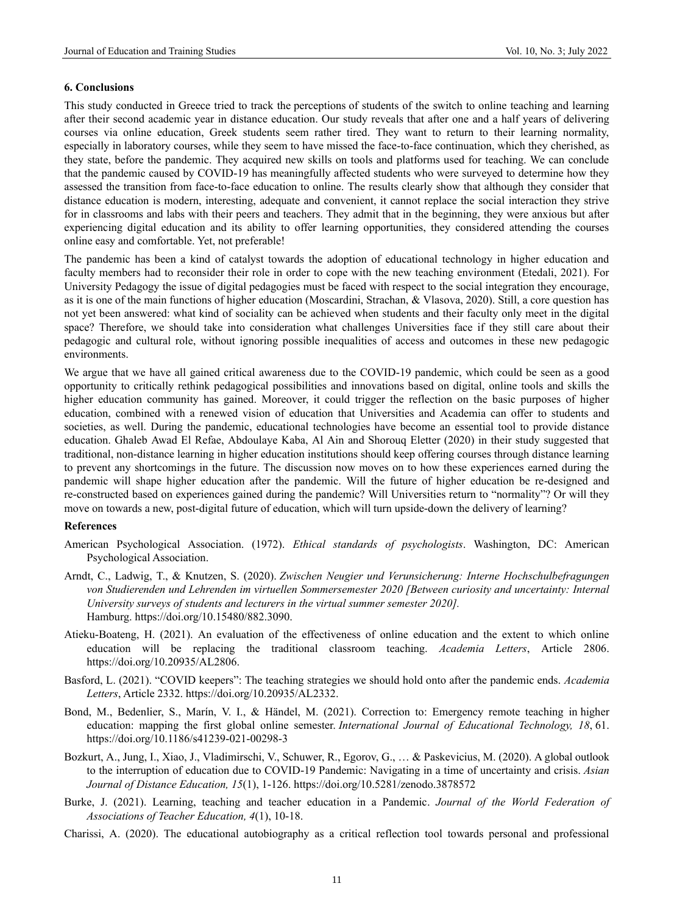## 6. Conclusions

This study conducted in Greece tried to track the perceptions of students of the switch to online teaching and learning after their second academic year in distance education. Our study reveals that after one and a half years of delivering courses via online education, Greek students seem rather tired. They want to return to their learning normality, especially in laboratory courses, while they seem to have missed the face-to-face continuation, which they cherished, as they state, before the pandemic. They acquired new skills on tools and platforms used for teaching. We can conclude that the pandemic caused by COVID-19 has meaningfully affected students who were surveyed to determine how they assessed the transition from face-to-face education to online. The results clearly show that although they consider that distance education is modern, interesting, adequate and convenient, it cannot replace the social interaction they strive for in classrooms and labs with their peers and teachers. They admit that in the beginning, they were anxious but after experiencing digital education and its ability to offer learning opportunities, they considered attending the courses online easy and comfortable. Yet, not preferable!

The pandemic has been a kind of catalyst towards the adoption of educational technology in higher education and faculty members had to reconsider their role in order to cope with the new teaching environment (Etedali, 2021). For University Pedagogy the issue of digital pedagogies must be faced with respect to the social integration they encourage, as it is one of the main functions of higher education (Moscardini, Strachan, & Vlasova, 2020). Still, a core question has not yet been answered: what kind of sociality can be achieved when students and their faculty only meet in the digital space? Therefore, we should take into consideration what challenges Universities face if they still care about their pedagogic and cultural role, without ignoring possible inequalities of access and outcomes in these new pedagogic environments.

We argue that we have all gained critical awareness due to the COVID-19 pandemic, which could be seen as a good opportunity to critically rethink pedagogical possibilities and innovations based on digital, online tools and skills the higher education community has gained. Moreover, it could trigger the reflection on the basic purposes of higher education, combined with a renewed vision of education that Universities and Academia can offer to students and societies, as well. During the pandemic, educational technologies have become an essential tool to provide distance education. Ghaleb Awad El Refae, Abdoulaye Kaba, Al Ain and Shorouq Eletter (2020) in their study suggested that traditional, non-distance learning in higher education institutions should keep offering courses through distance learning to prevent any shortcomings in the future. The discussion now moves on to how these experiences earned during the pandemic will shape higher education after the pandemic. Will the future of higher education be re-designed and re-constructed based on experiences gained during the pandemic? Will Universities return to "normality"? Or will they move on towards a new, post-digital future of education, which will turn upside-down the delivery of learning?

## References

American Psychological Association. (1972). *Ethical standards of psychologists*. Washington, DC: American Psychological Association.

Arndt, C., Ladwig, T., & Knutzen, S. (2020). *Zwischen Neugier und Verunsicherung: Interne Hochschulbefragungen von Studierenden und Lehrenden im virtuellen Sommersemester 2020 [Between curiosity and uncertainty: Internal University surveys of students and lecturers in the virtual summer semester 2020].* Hamburg. https://doi.org/10.15480/882.3090.

Atieku-Boateng, H. (2021). An evaluation of the effectiveness of online education and the extent to which online education will be replacing the traditional classroom teaching. *Academia Letters*, Article 2806. https://doi.org/10.20935/AL2806.

Basford, L. (2021). "COVID keepers": The teaching strategies we should hold onto after the pandemic ends. *Academia Letters*, Article 2332. https://doi.org/10.20935/AL2332.

Bond, M., Bedenlier, S., Marín, V. I., & Händel, M. (2021). Correction to: Emergency remote teaching in higher education: mapping the first global online semester. *International Journal of Educational Technology, 18*, 61. https://doi.org/10.1186/s41239-021-00298-3

Bozkurt, A., Jung, I., Xiao, J., Vladimirschi, V., Schuwer, R., Egorov, G., … & Paskevicius, M. (2020). A global outlook to the interruption of education due to COVID-19 Pandemic: Navigating in a time of uncertainty and crisis. *Asian Journal of Distance Education, 15*(1), 1-126. https://doi.org/10.5281/zenodo.3878572

Burke, J. (2021). Learning, teaching and teacher education in a Pandemic. *Journal of the World Federation of Associations of Teacher Education, 4*(1), 10-18.

Charissi, A. (2020). The educational autobiography as a critical reflection tool towards personal and professional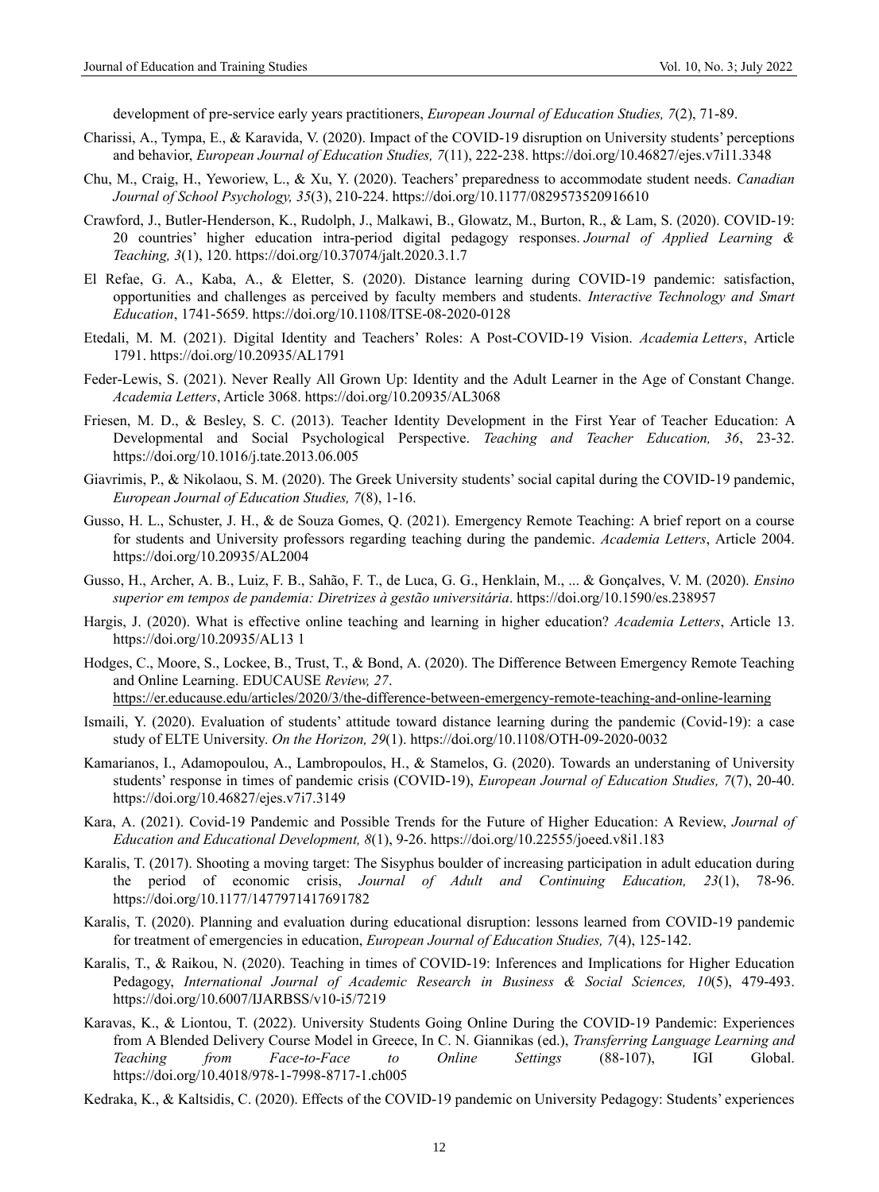development of pre-service early years practitioners, *European Journal of Education Studies, 7*(2), 71-89.

Charissi, A., Tympa, E., & Karavida, V. (2020). Impact of the COVID-19 disruption on University students' perceptions and behavior, *European Journal of Education Studies, 7*(11), 222-238. https://doi.org/10.46827/ejes.v7i11.3348

Chu, M., Craig, H., Yeworiew, L., & Xu, Y. (2020). Teachers' preparedness to accommodate student needs. *Canadian Journal of School Psychology, 35*(3), 210-224. https://doi.org/10.1177/0829573520916610

Crawford, J., Butler-Henderson, K., Rudolph, J., Malkawi, B., Glowatz, M., Burton, R., & Lam, S. (2020). COVID-19: 20 countries' higher education intra-period digital pedagogy responses. *Journal of Applied Learning & Teaching, 3*(1), 120. https://doi.org/10.37074/jalt.2020.3.1.7

El Refae, G. A., Kaba, A., & Eletter, S. (2020). Distance learning during COVID-19 pandemic: satisfaction, opportunities and challenges as perceived by faculty members and students. *Interactive Technology and Smart Education*, 1741-5659. https://doi.org/10.1108/ITSE-08-2020-0128

Etedali, M. M. (2021). Digital Identity and Teachers' Roles: A Post-COVID-19 Vision. *Academia Letters*, Article 1791. https://doi.org/10.20935/AL1791

Feder-Lewis, S. (2021). Never Really All Grown Up: Identity and the Adult Learner in the Age of Constant Change. *Academia Letters*, Article 3068. https://doi.org/10.20935/AL3068

Friesen, M. D., & Besley, S. C. (2013). Teacher Identity Development in the First Year of Teacher Education: A Developmental and Social Psychological Perspective. *Teaching and Teacher Education, 36*, 23-32. https://doi.org/10.1016/j.tate.2013.06.005

Giavrimis, P., & Nikolaou, S. M. (2020). The Greek University students' social capital during the COVID-19 pandemic, *European Journal of Education Studies, 7*(8), 1-16.

Gusso, H. L., Schuster, J. H., & de Souza Gomes, Q. (2021). Emergency Remote Teaching: A brief report on a course for students and University professors regarding teaching during the pandemic. *Academia Letters*, Article 2004. https://doi.org/10.20935/AL2004

Gusso, H., Archer, A. B., Luiz, F. B., Sahão, F. T., de Luca, G. G., Henklain, M., ... & Gonçalves, V. M. (2020). *Ensino superior em tempos de pandemia: Diretrizes à gestão universitária*. https://doi.org/10.1590/es.238957

Hargis, J. (2020). What is effective online teaching and learning in higher education? *Academia Letters*, Article 13. https://doi.org/10.20935/AL13 1

Hodges, C., Moore, S., Lockee, B., Trust, T., & Bond, A. (2020). The Difference Between Emergency Remote Teaching and Online Learning. EDUCAUSE *Review, 27*. https://er.educause.edu/articles/2020/3/the-difference-between-emergency-remote-teaching-and-online-learning

Ismaili, Y. (2020). Evaluation of students' attitude toward distance learning during the pandemic (Covid-19): a case study of ELTE University. *On the Horizon, 29*(1). https://doi.org/10.1108/OTH-09-2020-0032

Kamarianos, I., Adamopoulou, A., Lambropoulos, H., & Stamelos, G. (2020). Towards an understaning of University students' response in times of pandemic crisis (COVID-19), *European Journal of Education Studies, 7*(7), 20-40. https://doi.org/10.46827/ejes.v7i7.3149

Kara, A. (2021). Covid-19 Pandemic and Possible Trends for the Future of Higher Education: A Review, *Journal of Education and Educational Development, 8*(1), 9-26. https://doi.org/10.22555/joeed.v8i1.183

Karalis, T. (2017). Shooting a moving target: The Sisyphus boulder of increasing participation in adult education during the period of economic crisis, *Journal of Adult and Continuing Education, 23*(1), 78-96. https://doi.org/10.1177/1477971417691782

Karalis, T. (2020). Planning and evaluation during educational disruption: lessons learned from COVID-19 pandemic for treatment of emergencies in education, *European Journal of Education Studies, 7*(4), 125-142.

Karalis, T., & Raikou, N. (2020). Teaching in times of COVID-19: Inferences and Implications for Higher Education Pedagogy, *International Journal of Academic Research in Business & Social Sciences, 10*(5), 479-493. https://doi.org/10.6007/IJARBSS/v10-i5/7219

Karavas, K., & Liontou, T. (2022). University Students Going Online During the COVID-19 Pandemic: Experiences from A Blended Delivery Course Model in Greece, In C. N. Giannikas (ed.), *Transferring Language Learning and Teaching from Face-to-Face to Online Settings* (88-107), IGI Global. https://doi.org/10.4018/978-1-7998-8717-1.ch005

Kedraka, K., & Kaltsidis, C. (2020). Effects of the COVID-19 pandemic on University Pedagogy: Students' experiences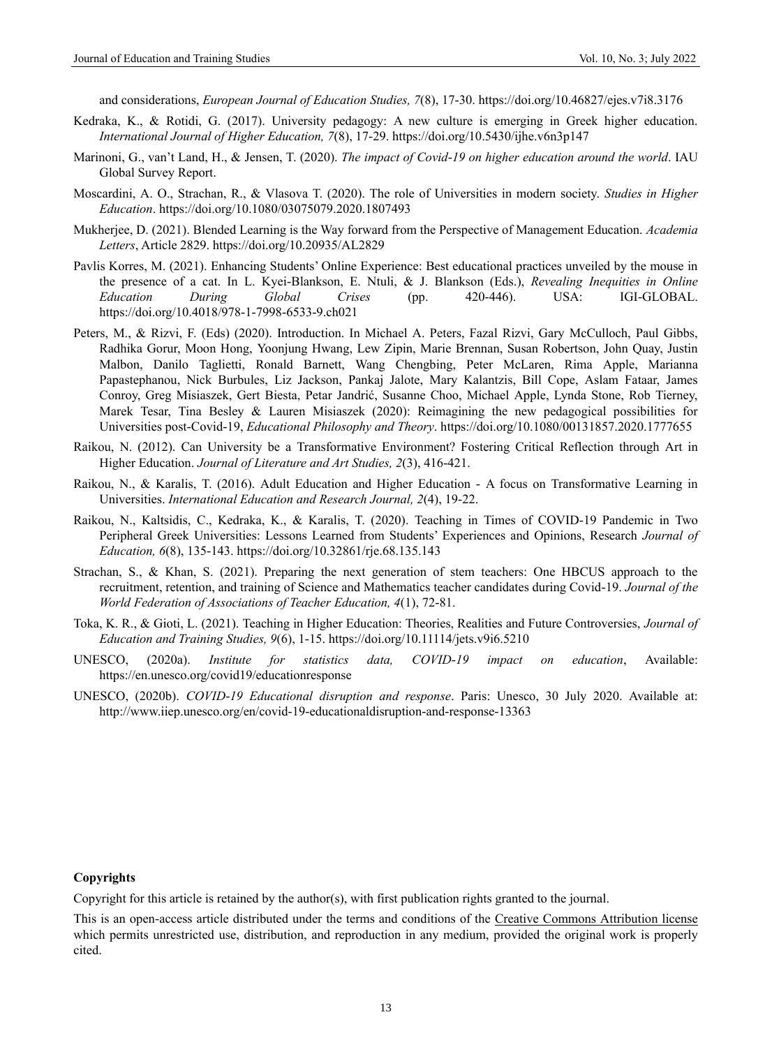and considerations, *European Journal of Education Studies, 7*(8), 17-30. https://doi.org/10.46827/ejes.v7i8.3176

Kedraka, K., & Rotidi, G. (2017). University pedagogy: A new culture is emerging in Greek higher education. *International Journal of Higher Education, 7*(8), 17-29. https://doi.org/10.5430/ijhe.v6n3p147

Marinoni, G., van't Land, H., & Jensen, T. (2020). *The impact of Covid-19 on higher education around the world*. IAU Global Survey Report.

Moscardini, A. O., Strachan, R., & Vlasova T. (2020). The role of Universities in modern society. *Studies in Higher Education*. https://doi.org/10.1080/03075079.2020.1807493

Mukherjee, D. (2021). Blended Learning is the Way forward from the Perspective of Management Education. *Academia Letters*, Article 2829. https://doi.org/10.20935/AL2829

Pavlis Korres, M. (2021). Enhancing Students' Online Experience: Best educational practices unveiled by the mouse in the presence of a cat. In L. Kyei-Blankson, E. Ntuli, & J. Blankson (Eds.), *Revealing Inequities in Online Education During Global Crises* (pp. 420-446). USA: IGI-GLOBAL. https://doi.org/10.4018/978-1-7998-6533-9.ch021

Peters, M., & Rizvi, F. (Eds) (2020). Introduction. In Michael A. Peters, Fazal Rizvi, Gary McCulloch, Paul Gibbs, Radhika Gorur, Moon Hong, Yoonjung Hwang, Lew Zipin, Marie Brennan, Susan Robertson, John Quay, Justin Malbon, Danilo Taglietti, Ronald Barnett, Wang Chengbing, Peter McLaren, Rima Apple, Marianna Papastephanou, Nick Burbules, Liz Jackson, Pankaj Jalote, Mary Kalantzis, Bill Cope, Aslam Fataar, James Conroy, Greg Misiaszek, Gert Biesta, Petar Jandrić, Susanne Choo, Michael Apple, Lynda Stone, Rob Tierney, Marek Tesar, Tina Besley & Lauren Misiaszek (2020): Reimagining the new pedagogical possibilities for Universities post-Covid-19, *Educational Philosophy and Theory*. https://doi.org/10.1080/00131857.2020.1777655

Raikou, N. (2012). Can University be a Transformative Environment? Fostering Critical Reflection through Art in Higher Education. *Journal of Literature and Art Studies, 2*(3), 416-421.

Raikou, N., & Karalis, T. (2016). Adult Education and Higher Education - A focus on Transformative Learning in Universities. *International Education and Research Journal, 2*(4), 19-22.

Raikou, N., Kaltsidis, C., Kedraka, K., & Karalis, T. (2020). Teaching in Times of COVID-19 Pandemic in Two Peripheral Greek Universities: Lessons Learned from Students' Experiences and Opinions, Research *Journal of Education, 6*(8), 135-143. https://doi.org/10.32861/rje.68.135.143

Strachan, S., & Khan, S. (2021). Preparing the next generation of stem teachers: One HBCUS approach to the recruitment, retention, and training of Science and Mathematics teacher candidates during Covid-19. *Journal of the World Federation of Associations of Teacher Education, 4*(1), 72-81.

Toka, K. R., & Gioti, L. (2021). Teaching in Higher Education: Theories, Realities and Future Controversies, *Journal of Education and Training Studies, 9*(6), 1-15. https://doi.org/10.11114/jets.v9i6.5210

UNESCO, (2020a). *Institute for statistics data, COVID-19 impact on education*, Available: https://en.unesco.org/covid19/educationresponse

UNESCO, (2020b). *COVID-19 Educational disruption and response*. Paris: Unesco, 30 July 2020. Available at: http://www.iiep.unesco.org/en/covid-19-educationaldisruption-and-response-13363

**Copyrights**

Copyright for this article is retained by the author(s), with first publication rights granted to the journal.

This is an open-access article distributed under the terms and conditions of the Creative Commons Attribution license which permits unrestricted use, distribution, and reproduction in any medium, provided the original work is properly cited.